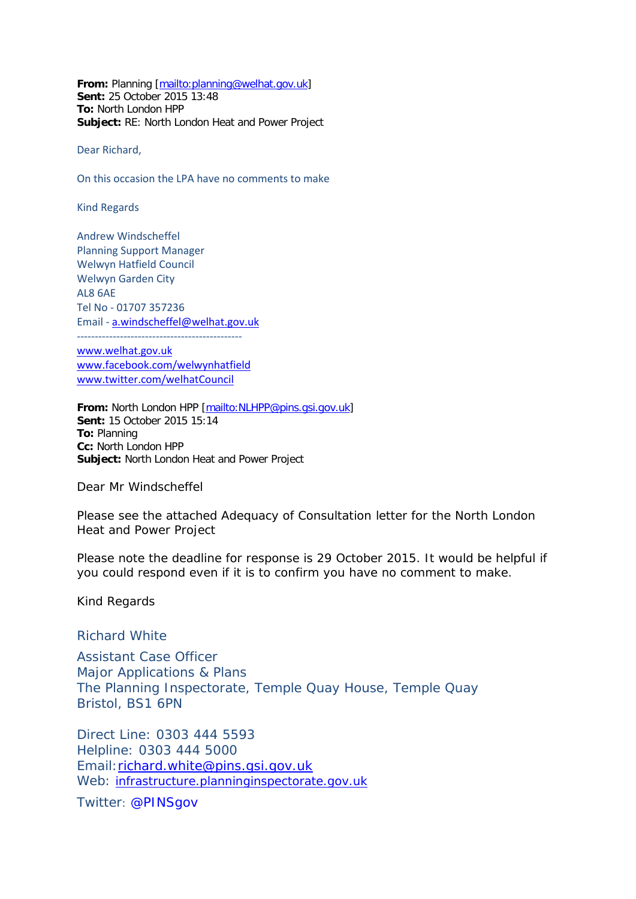**From:** Planning [mailto:planning@welhat.gov.uk]
**Sent:** 25 October 2015 13:48
**To:** North London HPP
**Subject:** RE: North London Heat and Power Project

Dear Richard,

On this occasion the LPA have no comments to make

Kind Regards

Andrew Windscheffel
Planning Support Manager
Welwyn Hatfield Council
Welwyn Garden City
AL8 6AE
Tel No - 01707 357236
Email - a.windscheffel@welhat.gov.uk
-----------------------------------------------
www.welhat.gov.uk
www.facebook.com/welwynhatfield
www.twitter.com/welhatCouncil

**From:** North London HPP [mailto:NLHPP@pins.gsi.gov.uk]
**Sent:** 15 October 2015 15:14
**To:** Planning
**Cc:** North London HPP
**Subject:** North London Heat and Power Project

Dear Mr Windscheffel

Please see the attached Adequacy of Consultation letter for the North London Heat and Power Project

Please note the deadline for response is 29 October 2015. It would be helpful if you could respond even if it is to confirm you have no comment to make.

Kind Regards

Richard White

Assistant Case Officer
Major Applications & Plans
The Planning Inspectorate, Temple Quay House, Temple Quay
Bristol, BS1 6PN

Direct Line: 0303 444 5593
Helpline: 0303 444 5000
Email: richard.white@pins.gsi.gov.uk
Web: infrastructure.planninginspectorate.gov.uk

Twitter: @PINSgov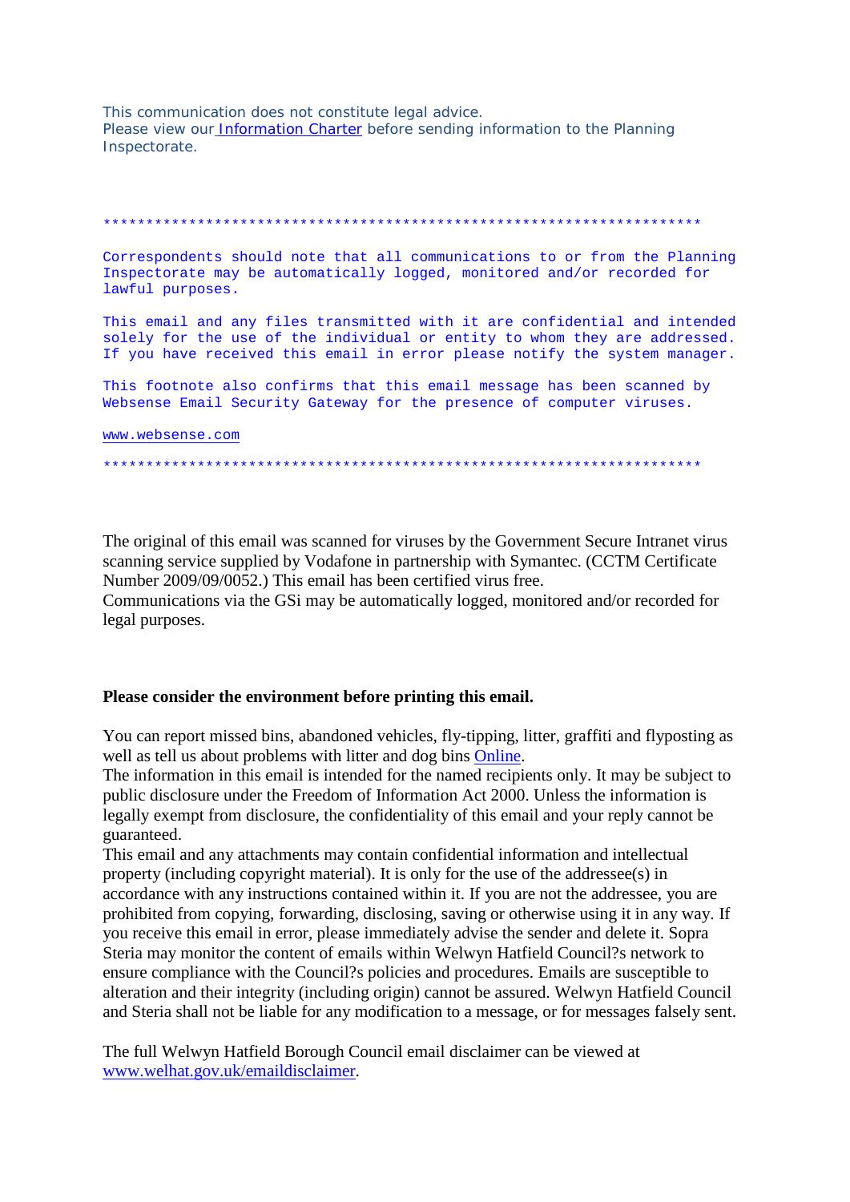This communication does not constitute legal advice.
Please view our [Information Charter] before sending information to the Planning Inspectorate.

**********************************************************************

Correspondents should note that all communications to or from the Planning Inspectorate may be automatically logged, monitored and/or recorded for lawful purposes.

This email and any files transmitted with it are confidential and intended solely for the use of the individual or entity to whom they are addressed. If you have received this email in error please notify the system manager.

This footnote also confirms that this email message has been scanned by Websense Email Security Gateway for the presence of computer viruses.

www.websense.com

**********************************************************************

The original of this email was scanned for viruses by the Government Secure Intranet virus scanning service supplied by Vodafone in partnership with Symantec. (CCTM Certificate Number 2009/09/0052.) This email has been certified virus free.
Communications via the GSi may be automatically logged, monitored and/or recorded for legal purposes.

**Please consider the environment before printing this email.**

You can report missed bins, abandoned vehicles, fly-tipping, litter, graffiti and flyposting as well as tell us about problems with litter and dog bins Online.
The information in this email is intended for the named recipients only. It may be subject to public disclosure under the Freedom of Information Act 2000. Unless the information is legally exempt from disclosure, the confidentiality of this email and your reply cannot be guaranteed.
This email and any attachments may contain confidential information and intellectual property (including copyright material). It is only for the use of the addressee(s) in accordance with any instructions contained within it. If you are not the addressee, you are prohibited from copying, forwarding, disclosing, saving or otherwise using it in any way. If you receive this email in error, please immediately advise the sender and delete it. Sopra Steria may monitor the content of emails within Welwyn Hatfield Council?s network to ensure compliance with the Council?s policies and procedures. Emails are susceptible to alteration and their integrity (including origin) cannot be assured. Welwyn Hatfield Council and Steria shall not be liable for any modification to a message, or for messages falsely sent.

The full Welwyn Hatfield Borough Council email disclaimer can be viewed at www.welhat.gov.uk/emaildisclaimer.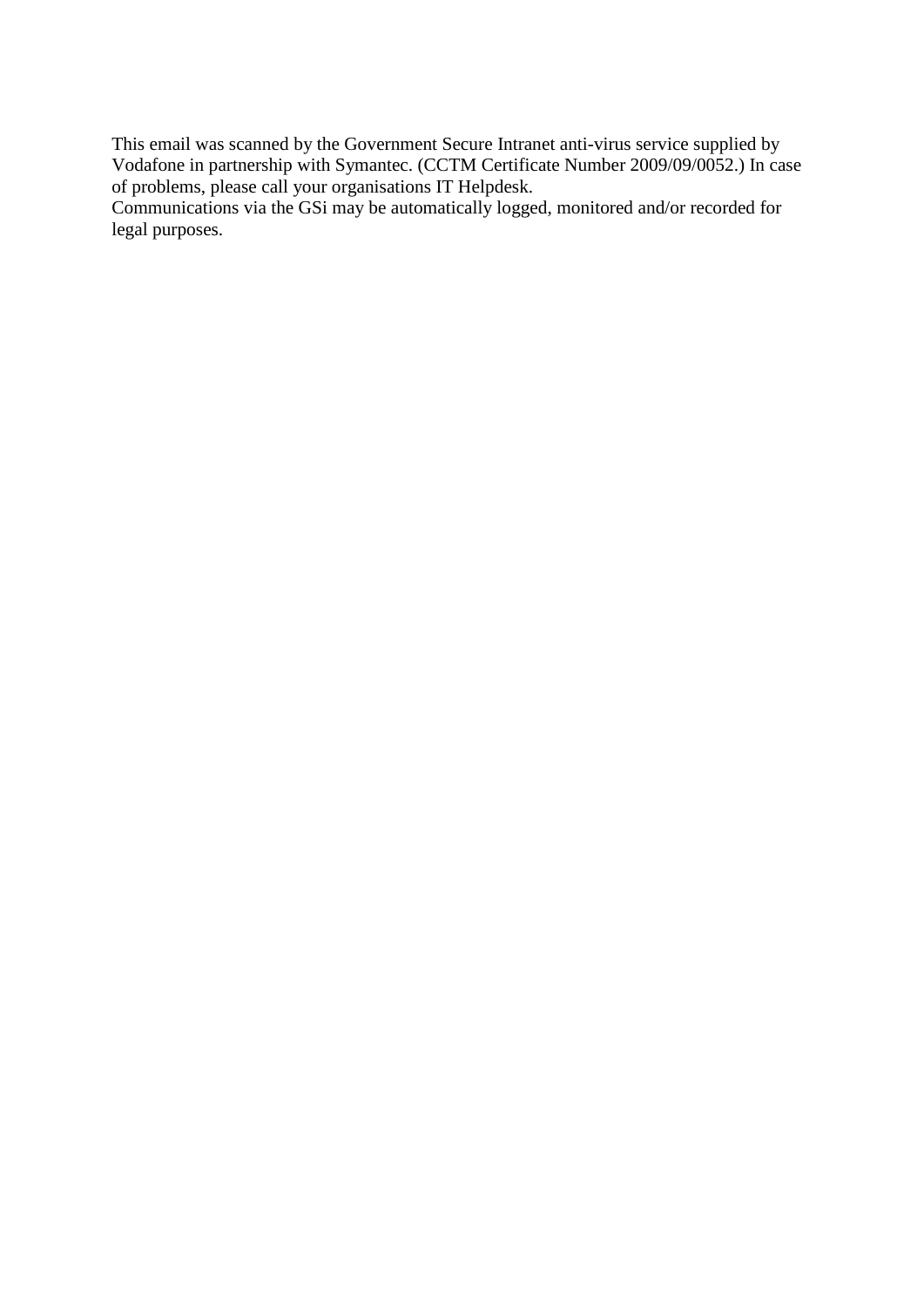This email was scanned by the Government Secure Intranet anti-virus service supplied by Vodafone in partnership with Symantec. (CCTM Certificate Number 2009/09/0052.) In case of problems, please call your organisations IT Helpdesk.
Communications via the GSi may be automatically logged, monitored and/or recorded for legal purposes.